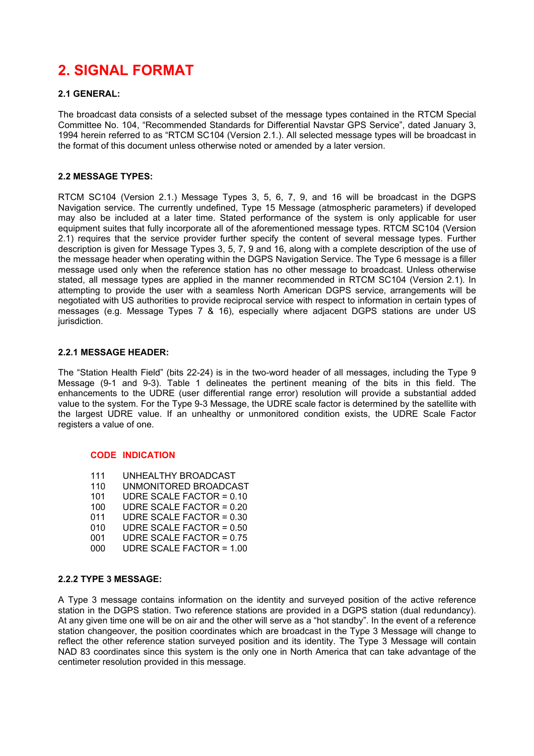# 2. SIGNAL FORMAT

### 2.1 GENERAL:

The broadcast data consists of a selected subset of the message types contained in the RTCM Special Committee No. 104, "Recommended Standards for Differential Navstar GPS Service", dated January 3, 1994 herein referred to as "RTCM SC104 (Version 2.1.). All selected message types will be broadcast in the format of this document unless otherwise noted or amended by a later version.

### 2.2 MESSAGE TYPES:

RTCM SC104 (Version 2.1.) Message Types 3, 5, 6, 7, 9, and 16 will be broadcast in the DGPS Navigation service. The currently undefined, Type 15 Message (atmospheric parameters) if developed may also be included at a later time. Stated performance of the system is only applicable for user equipment suites that fully incorporate all of the aforementioned message types. RTCM SC104 (Version 2.1) requires that the service provider further specify the content of several message types. Further description is given for Message Types 3, 5, 7, 9 and 16, along with a complete description of the use of the message header when operating within the DGPS Navigation Service. The Type 6 message is a filler message used only when the reference station has no other message to broadcast. Unless otherwise stated, all message types are applied in the manner recommended in RTCM SC104 (Version 2.1). In attempting to provide the user with a seamless North American DGPS service, arrangements will be negotiated with US authorities to provide reciprocal service with respect to information in certain types of messages (e.g. Message Types 7 & 16), especially where adjacent DGPS stations are under US jurisdiction.

### 2.2.1 MESSAGE HEADER:

The "Station Health Field" (bits 22-24) is in the two-word header of all messages, including the Type 9 Message (9-1 and 9-3). Table 1 delineates the pertinent meaning of the bits in this field. The enhancements to the UDRE (user differential range error) resolution will provide a substantial added value to the system. For the Type 9-3 Message, the UDRE scale factor is determined by the satellite with the largest UDRE value. If an unhealthy or unmonitored condition exists, the UDRE Scale Factor registers a value of one.

| CODE | INDICATION |
|---|---|
| 111 | UNHEALTHY BROADCAST |
| 110 | UNMONITORED BROADCAST |
| 101 | UDRE SCALE FACTOR = 0.10 |
| 100 | UDRE SCALE FACTOR = 0.20 |
| 011 | UDRE SCALE FACTOR = 0.30 |
| 010 | UDRE SCALE FACTOR = 0.50 |
| 001 | UDRE SCALE FACTOR = 0.75 |
| 000 | UDRE SCALE FACTOR = 1.00 |

### 2.2.2 TYPE 3 MESSAGE:

A Type 3 message contains information on the identity and surveyed position of the active reference station in the DGPS station. Two reference stations are provided in a DGPS station (dual redundancy). At any given time one will be on air and the other will serve as a "hot standby". In the event of a reference station changeover, the position coordinates which are broadcast in the Type 3 Message will change to reflect the other reference station surveyed position and its identity. The Type 3 Message will contain NAD 83 coordinates since this system is the only one in North America that can take advantage of the centimeter resolution provided in this message.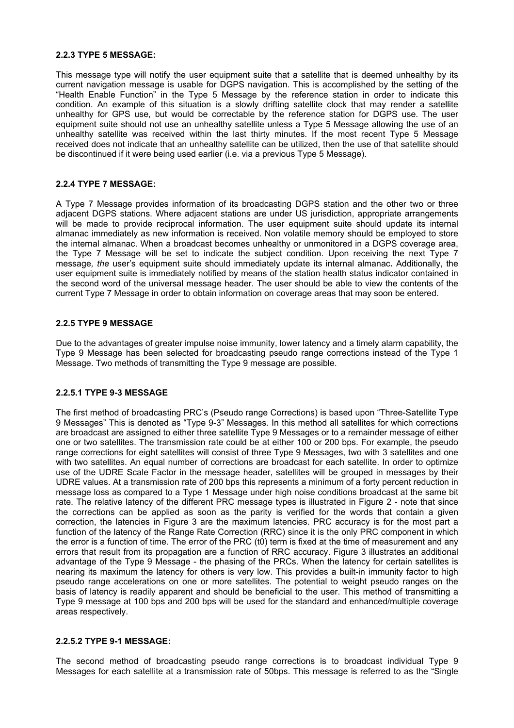### 2.2.3 TYPE 5 MESSAGE:

This message type will notify the user equipment suite that a satellite that is deemed unhealthy by its current navigation message is usable for DGPS navigation. This is accomplished by the setting of the "Health Enable Function" in the Type 5 Message by the reference station in order to indicate this condition. An example of this situation is a slowly drifting satellite clock that may render a satellite unhealthy for GPS use, but would be correctable by the reference station for DGPS use. The user equipment suite should not use an unhealthy satellite unless a Type 5 Message allowing the use of an unhealthy satellite was received within the last thirty minutes. If the most recent Type 5 Message received does not indicate that an unhealthy satellite can be utilized, then the use of that satellite should be discontinued if it were being used earlier (i.e. via a previous Type 5 Message).

### 2.2.4 TYPE 7 MESSAGE:

A Type 7 Message provides information of its broadcasting DGPS station and the other two or three adjacent DGPS stations. Where adjacent stations are under US jurisdiction, appropriate arrangements will be made to provide reciprocal information. The user equipment suite should update its internal almanac immediately as new information is received. Non volatile memory should be employed to store the internal almanac. When a broadcast becomes unhealthy or unmonitored in a DGPS coverage area, the Type 7 Message will be set to indicate the subject condition. Upon receiving the next Type 7 message*, the* user's equipment suite should immediately update its internal almanac**.** Additionally, the user equipment suite is immediately notified by means of the station health status indicator contained in the second word of the universal message header. The user should be able to view the contents of the current Type 7 Message in order to obtain information on coverage areas that may soon be entered.

### 2.2.5 TYPE 9 MESSAGE

Due to the advantages of greater impulse noise immunity, lower latency and a timely alarm capability, the Type 9 Message has been selected for broadcasting pseudo range corrections instead of the Type 1 Message. Two methods of transmitting the Type 9 message are possible.

#### 2.2.5.1 TYPE 9-3 MESSAGE

The first method of broadcasting PRC's (Pseudo range Corrections) is based upon "Three-Satellite Type 9 Messages" This is denoted as "Type 9-3" Messages. In this method all satellites for which corrections are broadcast are assigned to either three satellite Type 9 Messages or to a remainder message of either one or two satellites. The transmission rate could be at either 100 or 200 bps. For example, the pseudo range corrections for eight satellites will consist of three Type 9 Messages, two with 3 satellites and one with two satellites. An equal number of corrections are broadcast for each satellite. In order to optimize use of the UDRE Scale Factor in the message header, satellites will be grouped in messages by their UDRE values. At a transmission rate of 200 bps this represents a minimum of a forty percent reduction in message loss as compared to a Type 1 Message under high noise conditions broadcast at the same bit rate. The relative latency of the different PRC message types is illustrated in Figure 2 - note that since the corrections can be applied as soon as the parity is verified for the words that contain a given correction, the latencies in Figure 3 are the maximum latencies. PRC accuracy is for the most part a function of the latency of the Range Rate Correction (RRC) since it is the only PRC component in which the error is a function of time. The error of the PRC (t0) term is fixed at the time of measurement and any errors that result from its propagation are a function of RRC accuracy. Figure 3 illustrates an additional advantage of the Type 9 Message - the phasing of the PRCs. When the latency for certain satellites is nearing its maximum the latency for others is very low. This provides a built-in immunity factor to high pseudo range accelerations on one or more satellites. The potential to weight pseudo ranges on the basis of latency is readily apparent and should be beneficial to the user. This method of transmitting a Type 9 message at 100 bps and 200 bps will be used for the standard and enhanced/multiple coverage areas respectively.

#### 2.2.5.2 TYPE 9-1 MESSAGE:

The second method of broadcasting pseudo range corrections is to broadcast individual Type 9 Messages for each satellite at a transmission rate of 50bps. This message is referred to as the "Single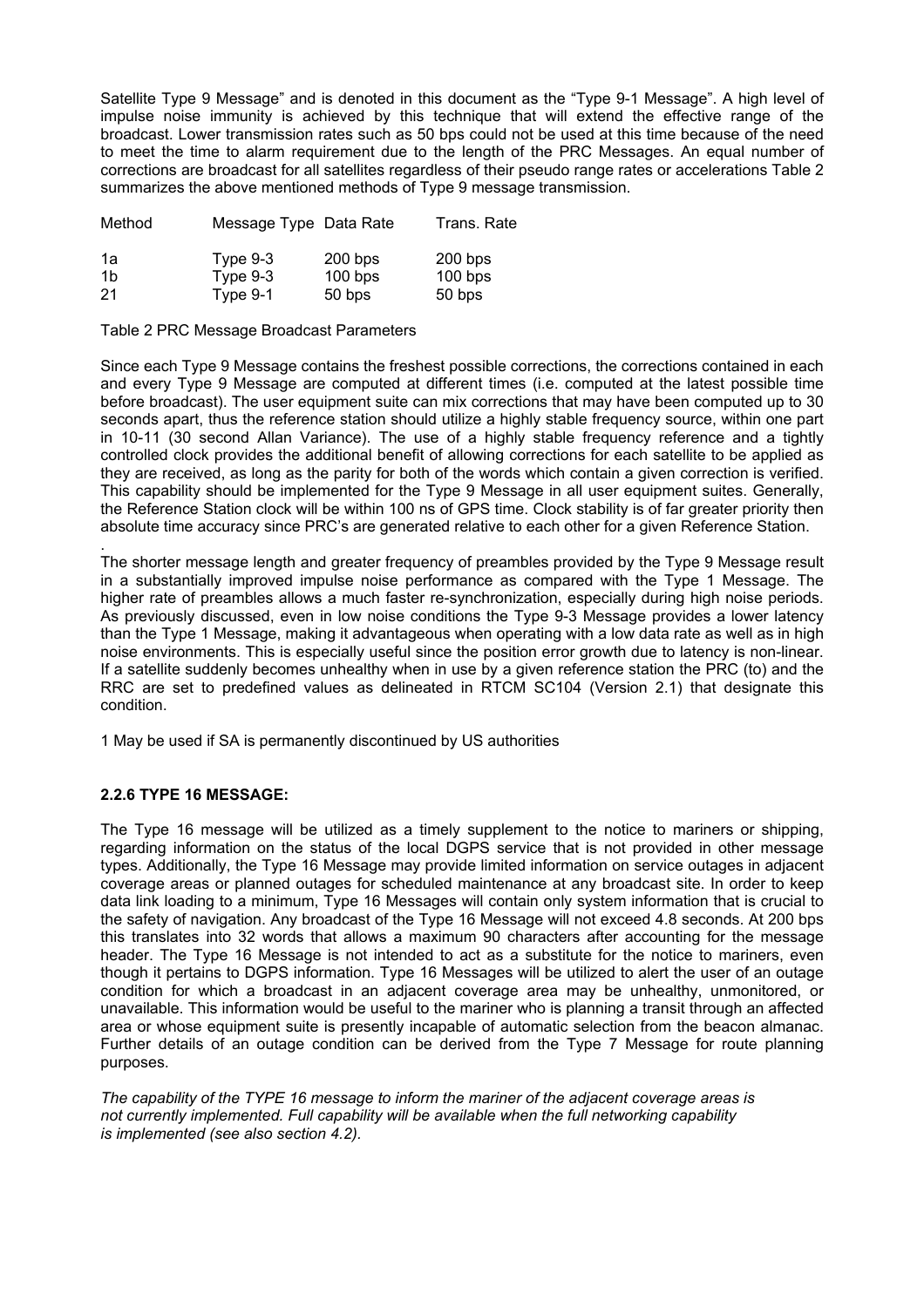Satellite Type 9 Message" and is denoted in this document as the "Type 9-1 Message". A high level of impulse noise immunity is achieved by this technique that will extend the effective range of the broadcast. Lower transmission rates such as 50 bps could not be used at this time because of the need to meet the time to alarm requirement due to the length of the PRC Messages. An equal number of corrections are broadcast for all satellites regardless of their pseudo range rates or accelerations Table 2 summarizes the above mentioned methods of Type 9 message transmission.

| Method | Message Type | Data Rate | Trans. Rate |
| --- | --- | --- | --- |
| 1a | Type 9-3 | 200 bps | 200 bps |
| 1b | Type 9-3 | 100 bps | 100 bps |
| 2[1] | Type 9-1 | 50 bps | 50 bps |

Table 2 PRC Message Broadcast Parameters

Since each Type 9 Message contains the freshest possible corrections, the corrections contained in each and every Type 9 Message are computed at different times (i.e. computed at the latest possible time before broadcast). The user equipment suite can mix corrections that may have been computed up to 30 seconds apart, thus the reference station should utilize a highly stable frequency source, within one part in $10^{-11}$ (30 second Allan Variance). The use of a highly stable frequency reference and a tightly controlled clock provides the additional benefit of allowing corrections for each satellite to be applied as they are received, as long as the parity for both of the words which contain a given correction is verified. This capability should be implemented for the Type 9 Message in all user equipment suites. Generally, the Reference Station clock will be within 100 ns of GPS time. Clock stability is of far greater priority then absolute time accuracy since PRC's are generated relative to each other for a given Reference Station.

The shorter message length and greater frequency of preambles provided by the Type 9 Message result in a substantially improved impulse noise performance as compared with the Type 1 Message. The higher rate of preambles allows a much faster re-synchronization, especially during high noise periods. As previously discussed, even in low noise conditions the Type 9-3 Message provides a lower latency than the Type 1 Message, making it advantageous when operating with a low data rate as well as in high noise environments. This is especially useful since the position error growth due to latency is non-linear. If a satellite suddenly becomes unhealthy when in use by a given reference station the PRC (to) and the RRC are set to predefined values as delineated in RTCM SC104 (Version 2.1) that designate this condition.

[1] May be used if SA is permanently discontinued by US authorities

### 2.2.6 TYPE 16 MESSAGE:

The Type 16 message will be utilized as a timely supplement to the notice to mariners or shipping, regarding information on the status of the local DGPS service that is not provided in other message types. Additionally, the Type 16 Message may provide limited information on service outages in adjacent coverage areas or planned outages for scheduled maintenance at any broadcast site. In order to keep data link loading to a minimum, Type 16 Messages will contain only system information that is crucial to the safety of navigation. Any broadcast of the Type 16 Message will not exceed 4.8 seconds. At 200 bps this translates into 32 words that allows a maximum 90 characters after accounting for the message header. The Type 16 Message is not intended to act as a substitute for the notice to mariners, even though it pertains to DGPS information. Type 16 Messages will be utilized to alert the user of an outage condition for which a broadcast in an adjacent coverage area may be unhealthy, unmonitored, or unavailable. This information would be useful to the mariner who is planning a transit through an affected area or whose equipment suite is presently incapable of automatic selection from the beacon almanac. Further details of an outage condition can be derived from the Type 7 Message for route planning purposes.

*The capability of the TYPE 16 message to inform the mariner of the adjacent coverage areas is not currently implemented. Full capability will be available when the full networking capability is implemented (see also section 4.2).*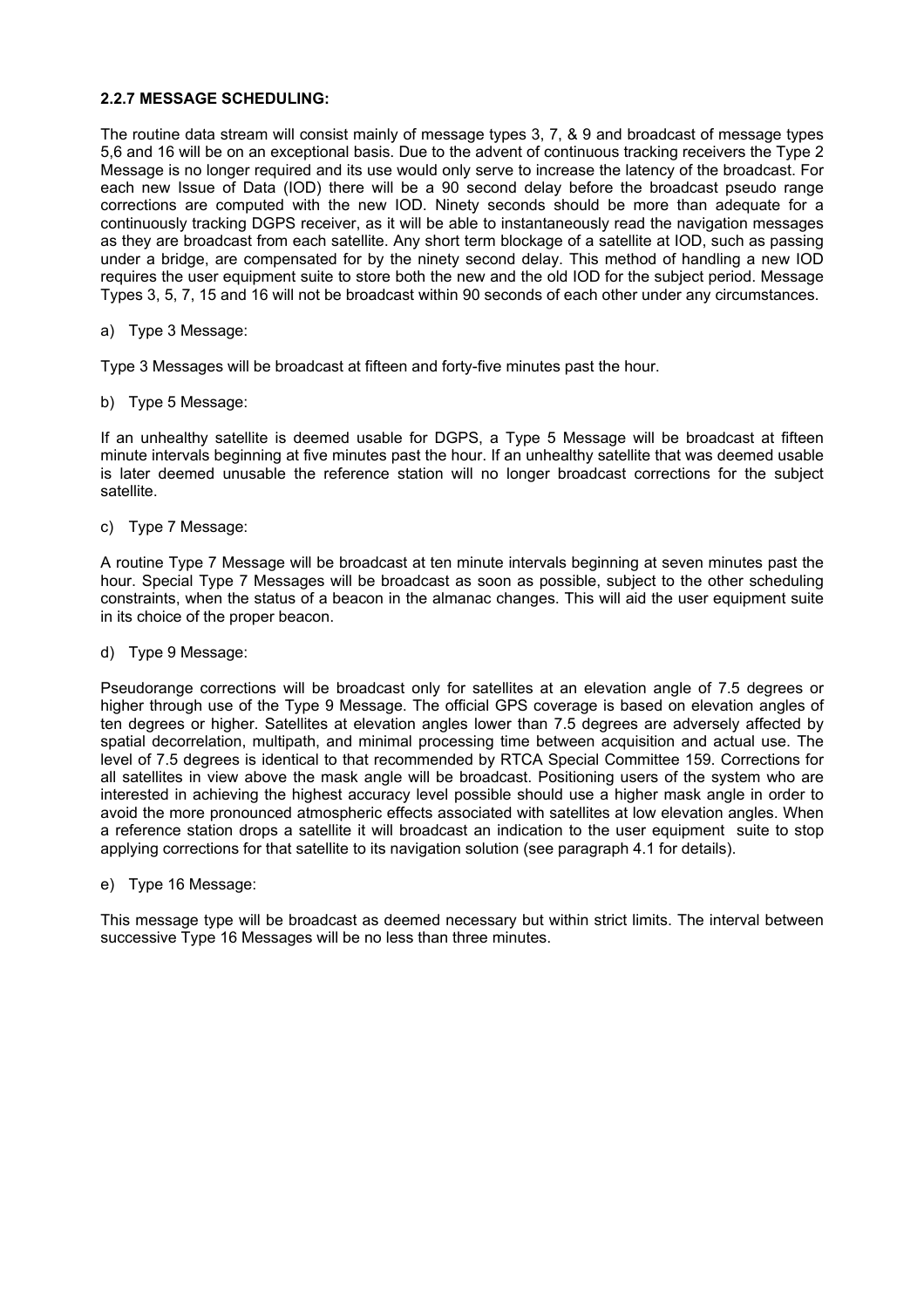**2.2.7 MESSAGE SCHEDULING:**

The routine data stream will consist mainly of message types 3, 7, & 9 and broadcast of message types 5,6 and 16 will be on an exceptional basis. Due to the advent of continuous tracking receivers the Type 2 Message is no longer required and its use would only serve to increase the latency of the broadcast. For each new Issue of Data (IOD) there will be a 90 second delay before the broadcast pseudo range corrections are computed with the new IOD. Ninety seconds should be more than adequate for a continuously tracking DGPS receiver, as it will be able to instantaneously read the navigation messages as they are broadcast from each satellite. Any short term blockage of a satellite at IOD, such as passing under a bridge, are compensated for by the ninety second delay. This method of handling a new IOD requires the user equipment suite to store both the new and the old IOD for the subject period. Message Types 3, 5, 7, 15 and 16 will not be broadcast within 90 seconds of each other under any circumstances.

a) Type 3 Message:

Type 3 Messages will be broadcast at fifteen and forty-five minutes past the hour.

b) Type 5 Message:

If an unhealthy satellite is deemed usable for DGPS, a Type 5 Message will be broadcast at fifteen minute intervals beginning at five minutes past the hour. If an unhealthy satellite that was deemed usable is later deemed unusable the reference station will no longer broadcast corrections for the subject satellite.

c) Type 7 Message:

A routine Type 7 Message will be broadcast at ten minute intervals beginning at seven minutes past the hour. Special Type 7 Messages will be broadcast as soon as possible, subject to the other scheduling constraints, when the status of a beacon in the almanac changes. This will aid the user equipment suite in its choice of the proper beacon.

d) Type 9 Message:

Pseudorange corrections will be broadcast only for satellites at an elevation angle of 7.5 degrees or higher through use of the Type 9 Message. The official GPS coverage is based on elevation angles of ten degrees or higher. Satellites at elevation angles lower than 7.5 degrees are adversely affected by spatial decorrelation, multipath, and minimal processing time between acquisition and actual use. The level of 7.5 degrees is identical to that recommended by RTCA Special Committee 159. Corrections for all satellites in view above the mask angle will be broadcast. Positioning users of the system who are interested in achieving the highest accuracy level possible should use a higher mask angle in order to avoid the more pronounced atmospheric effects associated with satellites at low elevation angles. When a reference station drops a satellite it will broadcast an indication to the user equipment suite to stop applying corrections for that satellite to its navigation solution (see paragraph 4.1 for details).

e) Type 16 Message:

This message type will be broadcast as deemed necessary but within strict limits. The interval between successive Type 16 Messages will be no less than three minutes.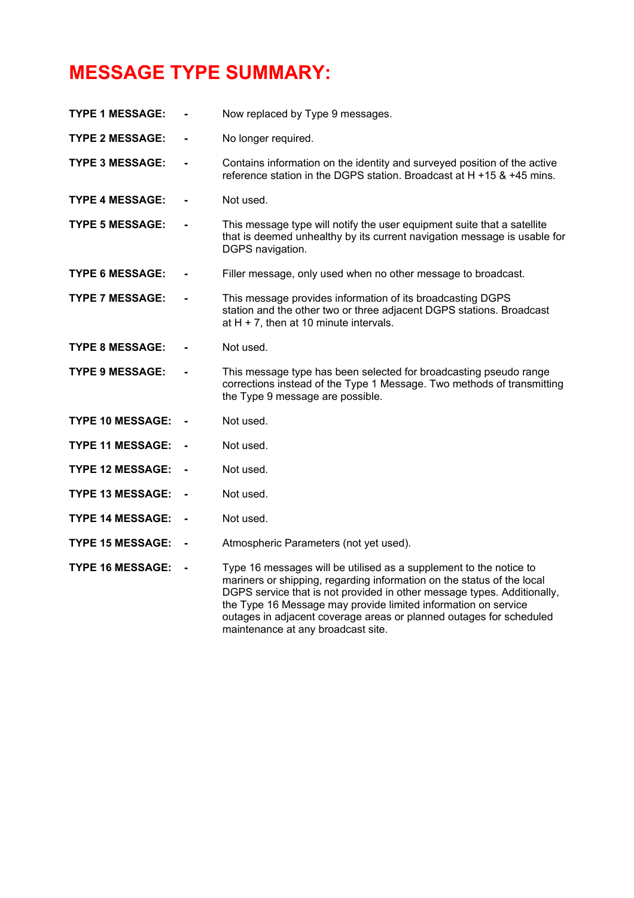# MESSAGE TYPE SUMMARY:

| | | |
|---|---|---|
| **TYPE 1 MESSAGE:** | - | Now replaced by Type 9 messages. |
| **TYPE 2 MESSAGE:** | - | No longer required. |
| **TYPE 3 MESSAGE:** | - | Contains information on the identity and surveyed position of the active reference station in the DGPS station. Broadcast at H +15 & +45 mins. |
| **TYPE 4 MESSAGE:** | - | Not used. |
| **TYPE 5 MESSAGE:** | - | This message type will notify the user equipment suite that a satellite that is deemed unhealthy by its current navigation message is usable for DGPS navigation. |
| **TYPE 6 MESSAGE:** | - | Filler message, only used when no other message to broadcast. |
| **TYPE 7 MESSAGE:** | - | This message provides information of its broadcasting DGPS station and the other two or three adjacent DGPS stations. Broadcast at H + 7, then at 10 minute intervals. |
| **TYPE 8 MESSAGE:** | - | Not used. |
| **TYPE 9 MESSAGE:** | - | This message type has been selected for broadcasting pseudo range corrections instead of the Type 1 Message. Two methods of transmitting the Type 9 message are possible. |
| **TYPE 10 MESSAGE:** | - | Not used. |
| **TYPE 11 MESSAGE:** | - | Not used. |
| **TYPE 12 MESSAGE:** | - | Not used. |
| **TYPE 13 MESSAGE:** | - | Not used. |
| **TYPE 14 MESSAGE:** | - | Not used. |
| **TYPE 15 MESSAGE:** | - | Atmospheric Parameters (not yet used). |
| **TYPE 16 MESSAGE:** | - | Type 16 messages will be utilised as a supplement to the notice to mariners or shipping, regarding information on the status of the local DGPS service that is not provided in other message types. Additionally, the Type 16 Message may provide limited information on service outages in adjacent coverage areas or planned outages for scheduled maintenance at any broadcast site. |